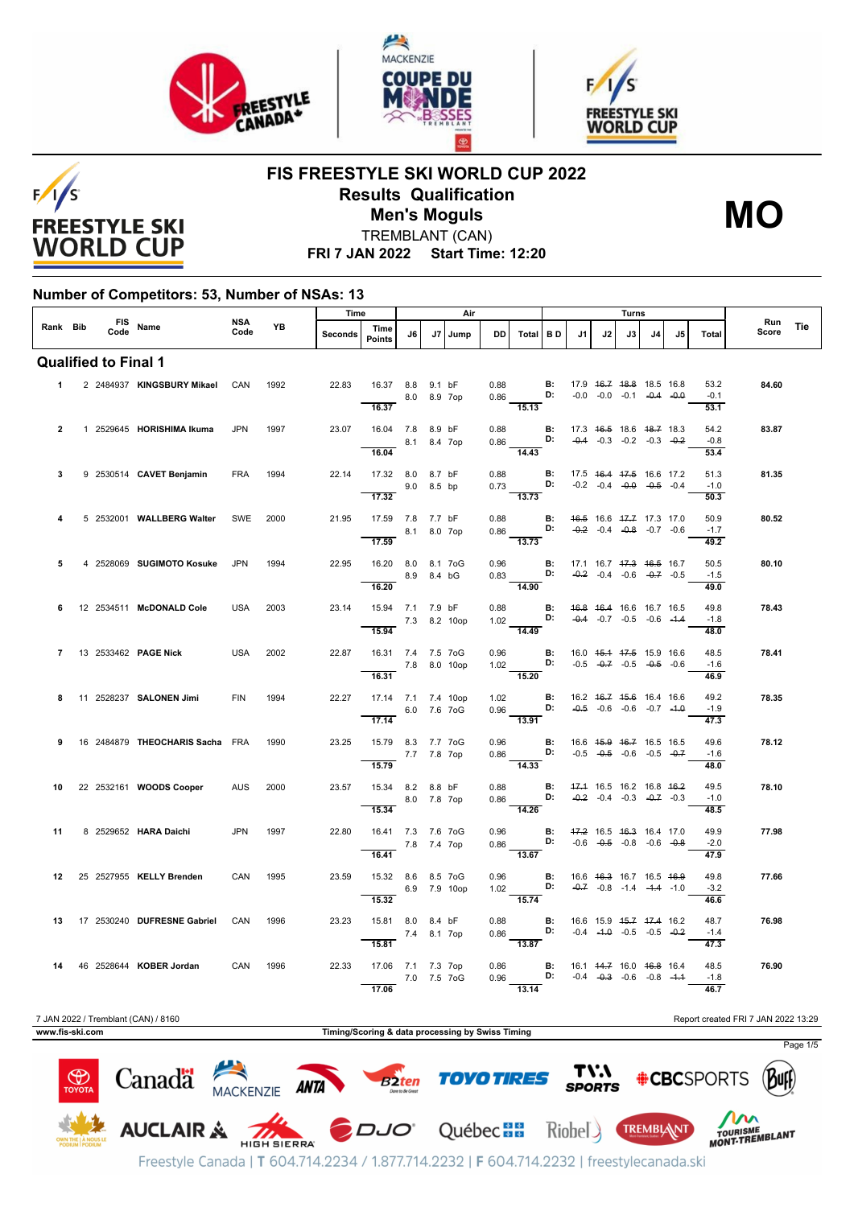# FIS FREESTYLE SKI WORLD CUP 2022

## Results Qualification

## Men's Moguls

**MO**

TREMBLANT (CAN)

**FRI 7 JAN 2022 Start Time: 12:20**

### Number of Competitors: 53, Number of NSAs: 13

| Rank | Bib | FIS Code | Name | NSA Code | YB | Time Seconds | Time Points | J6 | J7 | Jump | DD | Total | BD | J1 | J2 | J3 | J4 | J5 | Total | Run Score | Tie |
|---|---|---|---|---|---|---|---|---|---|---|---|---|---|---|---|---|---|---|---|---|---|
| **Qualified to Final 1** | | | | | | | | | | | | | | | | | | | | | |
| 1 | 2 | 2484937 | **KINGSBURY Mikael** | CAN | 1992 | 22.83 | 16.37 | 8.8 | 9.1 | bF | 0.88 | | B: | 17.9 | ~~16.7~~ | ~~18.8~~ | 18.5 | 16.8 | 53.2 | **84.60** | |
| | | | | | | | | 8.0 | 8.9 | 7op | 0.86 | | D: | -0.0 | -0.0 | -0.1 | ~~-0.4~~ | ~~-0.0~~ | -0.1 | | |
| | | | | | | | 16.37 | | | | | 15.13 | | | | | | | 53.1 | | |
| 2 | 1 | 2529645 | **HORISHIMA Ikuma** | JPN | 1997 | 23.07 | 16.04 | 7.8 | 8.9 | bF | 0.88 | | B: | 17.3 | ~~16.5~~ | 18.6 | ~~18.7~~ | 18.3 | 54.2 | **83.87** | |
| | | | | | | | | 8.1 | 8.4 | 7op | 0.86 | | D: | ~~-0.4~~ | -0.3 | -0.2 | -0.3 | ~~-0.2~~ | -0.8 | | |
| | | | | | | | 16.04 | | | | | 14.43 | | | | | | | 53.4 | | |
| 3 | 9 | 2530514 | **CAVET Benjamin** | FRA | 1994 | 22.14 | 17.32 | 8.0 | 8.7 | bF | 0.88 | | B: | 17.5 | ~~16.4~~ | ~~17.5~~ | 16.6 | 17.2 | 51.3 | **81.35** | |
| | | | | | | | | 9.0 | 8.5 | bp | 0.73 | | D: | -0.2 | -0.4 | ~~-0.0~~ | ~~-0.5~~ | -0.4 | -1.0 | | |
| | | | | | | | 17.32 | | | | | 13.73 | | | | | | | 50.3 | | |
| 4 | 5 | 2532001 | **WALLBERG Walter** | SWE | 2000 | 21.95 | 17.59 | 7.8 | 7.7 | bF | 0.88 | | B: | ~~16.5~~ | 16.6 | ~~17.7~~ | 17.3 | 17.0 | 50.9 | **80.52** | |
| | | | | | | | | 8.1 | 8.0 | 7op | 0.86 | | D: | ~~-0.2~~ | -0.4 | ~~-0.8~~ | -0.7 | -0.6 | -1.7 | | |
| | | | | | | | 17.59 | | | | | 13.73 | | | | | | | 49.2 | | |
| 5 | 4 | 2528069 | **SUGIMOTO Kosuke** | JPN | 1994 | 22.95 | 16.20 | 8.0 | 8.1 | 7oG | 0.96 | | B: | 17.1 | 16.7 | ~~17.3~~ | ~~16.5~~ | 16.7 | 50.5 | **80.10** | |
| | | | | | | | | 8.9 | 8.4 | bG | 0.83 | | D: | ~~-0.2~~ | -0.4 | -0.6 | ~~-0.7~~ | -0.5 | -1.5 | | |
| | | | | | | | 16.20 | | | | | 14.90 | | | | | | | 49.0 | | |
| 6 | 12 | 2534511 | **McDONALD Cole** | USA | 2003 | 23.14 | 15.94 | 7.1 | 7.9 | bF | 0.88 | | B: | ~~16.8~~ | ~~16.4~~ | 16.6 | 16.7 | 16.5 | 49.8 | **78.43** | |
| | | | | | | | | 7.3 | 8.2 | 10op | 1.02 | | D: | ~~-0.4~~ | -0.7 | -0.5 | -0.6 | ~~-1.4~~ | -1.8 | | |
| | | | | | | | 15.94 | | | | | 14.49 | | | | | | | 48.0 | | |
| 7 | 13 | 2533462 | **PAGE Nick** | USA | 2002 | 22.87 | 16.31 | 7.4 | 7.5 | 7oG | 0.96 | | B: | 16.0 | ~~15.1~~ | ~~17.5~~ | 15.9 | 16.6 | 48.5 | **78.41** | |
| | | | | | | | | 7.8 | 8.0 | 10op | 1.02 | | D: | -0.5 | ~~-0.7~~ | -0.5 | ~~-0.5~~ | -0.6 | -1.6 | | |
| | | | | | | | 16.31 | | | | | 15.20 | | | | | | | 46.9 | | |
| 8 | 11 | 2528237 | **SALONEN Jimi** | FIN | 1994 | 22.27 | 17.14 | 7.1 | 7.4 | 10op | 1.02 | | B: | 16.2 | ~~16.7~~ | ~~15.6~~ | 16.4 | 16.6 | 49.2 | **78.35** | |
| | | | | | | | | 6.0 | 7.6 | 7oG | 0.96 | | D: | ~~-0.5~~ | -0.6 | -0.6 | -0.7 | ~~-1.0~~ | -1.9 | | |
| | | | | | | | 17.14 | | | | | 13.91 | | | | | | | 47.3 | | |
| 9 | 16 | 2484879 | **THEOCHARIS Sacha** | FRA | 1990 | 23.25 | 15.79 | 8.3 | 7.7 | 7oG | 0.96 | | B: | 16.6 | ~~15.9~~ | ~~16.7~~ | 16.5 | 16.5 | 49.6 | **78.12** | |
| | | | | | | | | 7.7 | 7.8 | 7op | 0.86 | | D: | -0.5 | ~~-0.5~~ | -0.6 | -0.5 | ~~-0.7~~ | -1.6 | | |
| | | | | | | | 15.79 | | | | | 14.33 | | | | | | | 48.0 | | |
| 10 | 22 | 2532161 | **WOODS Cooper** | AUS | 2000 | 23.57 | 15.34 | 8.2 | 8.8 | bF | 0.88 | | B: | ~~17.1~~ | 16.5 | 16.2 | 16.8 | ~~16.2~~ | 49.5 | **78.10** | |
| | | | | | | | | 8.0 | 7.8 | 7op | 0.86 | | D: | ~~-0.2~~ | -0.4 | -0.3 | ~~-0.7~~ | -0.3 | -1.0 | | |
| | | | | | | | 15.34 | | | | | 14.26 | | | | | | | 48.5 | | |
| 11 | 8 | 2529652 | **HARA Daichi** | JPN | 1997 | 22.80 | 16.41 | 7.3 | 7.6 | 7oG | 0.96 | | B: | ~~17.2~~ | 16.5 | ~~16.3~~ | 16.4 | 17.0 | 49.9 | **77.98** | |
| | | | | | | | | 7.8 | 7.4 | 7op | 0.86 | | D: | -0.6 | ~~-0.5~~ | -0.8 | -0.6 | ~~-0.8~~ | -2.0 | | |
| | | | | | | | 16.41 | | | | | 13.67 | | | | | | | 47.9 | | |
| 12 | 25 | 2527955 | **KELLY Brenden** | CAN | 1995 | 23.59 | 15.32 | 8.6 | 8.5 | 7oG | 0.96 | | B: | 16.6 | ~~16.3~~ | 16.7 | 16.5 | ~~16.9~~ | 49.8 | **77.66** | |
| | | | | | | | | 6.9 | 7.9 | 10op | 1.02 | | D: | ~~-0.7~~ | -0.8 | -1.4 | ~~-1.4~~ | -1.0 | -3.2 | | |
| | | | | | | | 15.32 | | | | | 15.74 | | | | | | | 46.6 | | |
| 13 | 17 | 2530240 | **DUFRESNE Gabriel** | CAN | 1996 | 23.23 | 15.81 | 8.0 | 8.4 | bF | 0.88 | | B: | 16.6 | 15.9 | ~~15.7~~ | ~~17.4~~ | 16.2 | 48.7 | **76.98** | |
| | | | | | | | | 7.4 | 8.1 | 7op | 0.86 | | D: | -0.4 | ~~-1.0~~ | -0.5 | -0.5 | ~~-0.2~~ | -1.4 | | |
| | | | | | | | 15.81 | | | | | 13.87 | | | | | | | 47.3 | | |
| 14 | 46 | 2528644 | **KOBER Jordan** | CAN | 1996 | 22.33 | 17.06 | 7.1 | 7.3 | 7op | 0.86 | | B: | 16.1 | ~~14.7~~ | 16.0 | ~~16.8~~ | 16.4 | 48.5 | **76.90** | |
| | | | | | | | | 7.0 | 7.5 | 7oG | 0.96 | | D: | -0.4 | ~~-0.3~~ | -0.6 | -0.8 | ~~-1.1~~ | -1.8 | | |
| | | | | | | | 17.06 | | | | | 13.14 | | | | | | | 46.7 | | |

7 JAN 2022 / Tremblant (CAN) / 8160

Report created FRI 7 JAN 2022 13:29

www.fis-ski.com

Timing/Scoring & data processing by Swiss Timing

Freestyle Canada | T 604.714.2234 / 1.877.714.2232 | F 604.714.2232 | freestylecanada.ski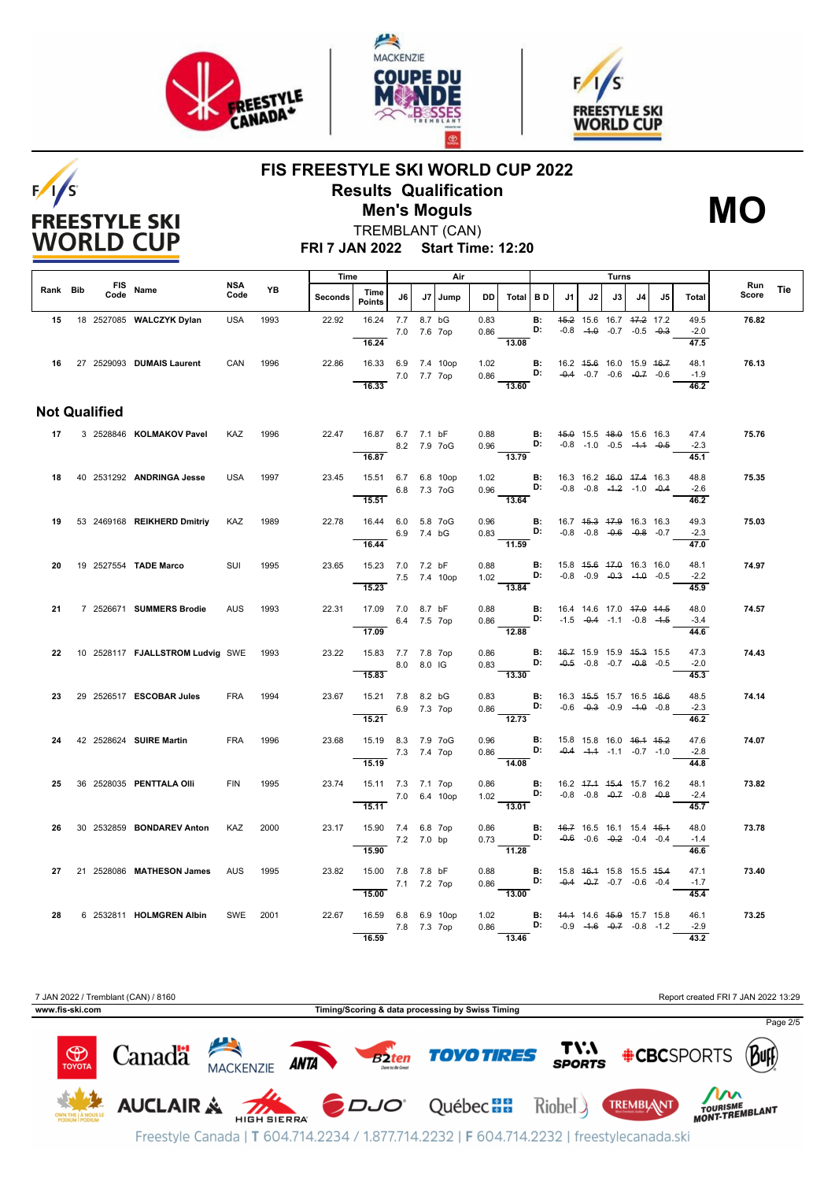# FIS FREESTYLE SKI WORLD CUP 2022

## Results Qualification

## Men's Moguls

TREMBLANT (CAN)

**FRI 7 JAN 2022 Start Time: 12:20**

**MO**

| Rank | Bib | FIS Code | Name | NSA Code | YB | Time Seconds | Time Points | J6 | J7 | Air Jump | DD | Total | B D | J1 | J2 | J3 | J4 | J5 | Total | Run Score | Tie |
|---|---|---|---|---|---|---|---|---|---|---|---|---|---|---|---|---|---|---|---|---|---|
| 15 | 18 | 2527085 | **WALCZYK Dylan** | USA | 1993 | 22.92 | 16.24 | 7.7 | 8.7 | bG | 0.83 | | B: | ~~15.2~~ | 15.6 | 16.7 | ~~17.2~~ | 17.2 | 49.5 | **76.82** | |
| | | | | | | | | 7.0 | 7.6 | 7op | 0.86 | | D: | -0.8 | ~~-1.0~~ | -0.7 | -0.5 | ~~-0.3~~ | -2.0 | | |
| | | | | | | | 16.24 | | | | | 13.08 | | | | | | | 47.5 | | |
| 16 | 27 | 2529093 | **DUMAIS Laurent** | CAN | 1996 | 22.86 | 16.33 | 6.9 | 7.4 | 10op | 1.02 | | B: | 16.2 | ~~15.6~~ | 16.0 | 15.9 | ~~16.7~~ | 48.1 | **76.13** | |
| | | | | | | | | 7.0 | 7.7 | 7op | 0.86 | | D: | ~~-0.4~~ | -0.7 | -0.6 | ~~-0.7~~ | -0.6 | -1.9 | | |
| | | | | | | | 16.33 | | | | | 13.60 | | | | | | | 46.2 | | |

## Not Qualified

| Rank | Bib | FIS Code | Name | NSA Code | YB | Time Seconds | Time Points | J6 | J7 | Air Jump | DD | Total | B D | J1 | J2 | J3 | J4 | J5 | Total | Run Score | Tie |
|---|---|---|---|---|---|---|---|---|---|---|---|---|---|---|---|---|---|---|---|---|---|
| 17 | 3 | 2528846 | **KOLMAKOV Pavel** | KAZ | 1996 | 22.47 | 16.87 | 6.7 | 7.1 | bF | 0.88 | | B: | ~~15.0~~ | 15.5 | ~~18.0~~ | 15.6 | 16.3 | 47.4 | **75.76** | |
| | | | | | | | | 8.2 | 7.9 | 7oG | 0.96 | | D: | -0.8 | -1.0 | -0.5 | ~~-1.1~~ | ~~-0.5~~ | -2.3 | | |
| | | | | | | | 16.87 | | | | | 13.79 | | | | | | | 45.1 | | |
| 18 | 40 | 2531292 | **ANDRINGA Jesse** | USA | 1997 | 23.45 | 15.51 | 6.7 | 6.8 | 10op | 1.02 | | B: | 16.3 | 16.2 | ~~16.0~~ | ~~17.4~~ | 16.3 | 48.8 | **75.35** | |
| | | | | | | | | 6.8 | 7.3 | 7oG | 0.96 | | D: | -0.8 | -0.8 | ~~-1.2~~ | -1.0 | ~~-0.4~~ | -2.6 | | |
| | | | | | | | 15.51 | | | | | 13.64 | | | | | | | 46.2 | | |
| 19 | 53 | 2469168 | **REIKHERD Dmitriy** | KAZ | 1989 | 22.78 | 16.44 | 6.0 | 5.8 | 7oG | 0.96 | | B: | 16.7 | ~~15.3~~ | ~~17.9~~ | 16.3 | 16.3 | 49.3 | **75.03** | |
| | | | | | | | | 6.9 | 7.4 | bG | 0.83 | | D: | -0.8 | -0.8 | ~~-0.6~~ | ~~-0.8~~ | -0.7 | -2.3 | | |
| | | | | | | | 16.44 | | | | | 11.59 | | | | | | | 47.0 | | |
| 20 | 19 | 2527554 | **TADE Marco** | SUI | 1995 | 23.65 | 15.23 | 7.0 | 7.2 | bF | 0.88 | | B: | 15.8 | ~~15.6~~ | ~~17.0~~ | 16.3 | 16.0 | 48.1 | **74.97** | |
| | | | | | | | | 7.5 | 7.4 | 10op | 1.02 | | D: | -0.8 | -0.9 | ~~-0.3~~ | ~~-1.0~~ | -0.5 | -2.2 | | |
| | | | | | | | 15.23 | | | | | 13.84 | | | | | | | 45.9 | | |
| 21 | 7 | 2526671 | **SUMMERS Brodie** | AUS | 1993 | 22.31 | 17.09 | 7.0 | 8.7 | bF | 0.88 | | B: | 16.4 | 14.6 | 17.0 | ~~17.0~~ | ~~14.5~~ | 48.0 | **74.57** | |
| | | | | | | | | 6.4 | 7.5 | 7op | 0.86 | | D: | -1.5 | ~~-0.4~~ | -1.1 | -0.8 | ~~-1.5~~ | -3.4 | | |
| | | | | | | | 17.09 | | | | | 12.88 | | | | | | | 44.6 | | |
| 22 | 10 | 2528117 | **FJALLSTROM Ludvig** | SWE | 1993 | 23.22 | 15.83 | 7.7 | 7.8 | 7op | 0.86 | | B: | ~~16.7~~ | 15.9 | 15.9 | ~~15.3~~ | 15.5 | 47.3 | **74.43** | |
| | | | | | | | | 8.0 | 8.0 | IG | 0.83 | | D: | ~~-0.5~~ | -0.8 | -0.7 | ~~-0.8~~ | -0.5 | -2.0 | | |
| | | | | | | | 15.83 | | | | | 13.30 | | | | | | | 45.3 | | |
| 23 | 29 | 2526517 | **ESCOBAR Jules** | FRA | 1994 | 23.67 | 15.21 | 7.8 | 8.2 | bG | 0.83 | | B: | 16.3 | ~~15.5~~ | 15.7 | 16.5 | ~~16.6~~ | 48.5 | **74.14** | |
| | | | | | | | | 6.9 | 7.3 | 7op | 0.86 | | D: | -0.6 | ~~-0.3~~ | -0.9 | ~~-1.0~~ | -0.8 | -2.3 | | |
| | | | | | | | 15.21 | | | | | 12.73 | | | | | | | 46.2 | | |
| 24 | 42 | 2528624 | **SUIRE Martin** | FRA | 1996 | 23.68 | 15.19 | 8.3 | 7.9 | 7oG | 0.96 | | B: | 15.8 | 15.8 | 16.0 | ~~16.1~~ | ~~15.2~~ | 47.6 | **74.07** | |
| | | | | | | | | 7.3 | 7.4 | 7op | 0.86 | | D: | ~~-0.4~~ | ~~-1.1~~ | -1.1 | -0.7 | -1.0 | -2.8 | | |
| | | | | | | | 15.19 | | | | | 14.08 | | | | | | | 44.8 | | |
| 25 | 36 | 2528035 | **PENTTALA Olli** | FIN | 1995 | 23.74 | 15.11 | 7.3 | 7.1 | 7op | 0.86 | | B: | 16.2 | ~~17.1~~ | ~~15.4~~ | 15.7 | 16.2 | 48.1 | **73.82** | |
| | | | | | | | | 7.0 | 6.4 | 10op | 1.02 | | D: | -0.8 | -0.8 | ~~-0.7~~ | -0.8 | ~~-0.8~~ | -2.4 | | |
| | | | | | | | 15.11 | | | | | 13.01 | | | | | | | 45.7 | | |
| 26 | 30 | 2532859 | **BONDAREV Anton** | KAZ | 2000 | 23.17 | 15.90 | 7.4 | 6.8 | 7op | 0.86 | | B: | ~~16.7~~ | 16.5 | 16.1 | 15.4 | ~~15.1~~ | 48.0 | **73.78** | |
| | | | | | | | | 7.2 | 7.0 | bp | 0.73 | | D: | ~~-0.6~~ | -0.6 | ~~-0.2~~ | -0.4 | -0.4 | -1.4 | | |
| | | | | | | | 15.90 | | | | | 11.28 | | | | | | | 46.6 | | |
| 27 | 21 | 2528086 | **MATHESON James** | AUS | 1995 | 23.82 | 15.00 | 7.8 | 7.8 | bF | 0.88 | | B: | 15.8 | ~~16.1~~ | 15.8 | 15.5 | ~~15.4~~ | 47.1 | **73.40** | |
| | | | | | | | | 7.1 | 7.2 | 7op | 0.86 | | D: | ~~-0.4~~ | ~~-0.7~~ | -0.7 | -0.6 | -0.4 | -1.7 | | |
| | | | | | | | 15.00 | | | | | 13.00 | | | | | | | 45.4 | | |
| 28 | 6 | 2532811 | **HOLMGREN Albin** | SWE | 2001 | 22.67 | 16.59 | 6.8 | 6.9 | 10op | 1.02 | | B: | ~~14.1~~ | 14.6 | ~~15.9~~ | 15.7 | 15.8 | 46.1 | **73.25** | |
| | | | | | | | | 7.8 | 7.3 | 7op | 0.86 | | D: | -0.9 | ~~-1.6~~ | ~~-0.7~~ | -0.8 | -1.2 | -2.9 | | |
| | | | | | | | 16.59 | | | | | 13.46 | | | | | | | 43.2 | | |

7 JAN 2022 / Tremblant (CAN) / 8160 — Report created FRI 7 JAN 2022 13:29

www.fis-ski.com — Timing/Scoring & data processing by Swiss Timing

Freestyle Canada | T 604.714.2234 / 1.877.714.2232 | F 604.714.2232 | freestylecanada.ski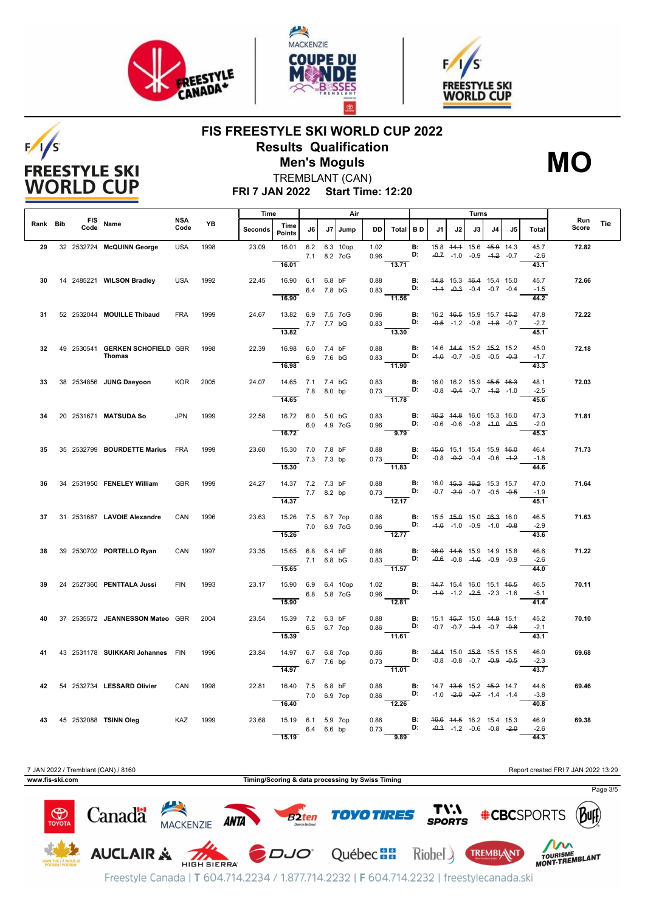# FIS FREESTYLE SKI WORLD CUP 2022

## Results Qualification

## Men's Moguls

**MO**

TREMBLANT (CAN)

**FRI 7 JAN 2022 Start Time: 12:20**

| Rank | Bib | FIS Code | Name | NSA Code | YB | Time Seconds | Time Points | J6 | J7 | Jump | DD | Air Total | B D | J1 | J2 | J3 | J4 | J5 | Turns Total | Run Score | Tie |
|---|---|---|---|---|---|---|---|---|---|---|---|---|---|---|---|---|---|---|---|---|---|
| 29 | 32 | 2532724 | McQUINN George | USA | 1998 | 23.09 | 16.01 | 6.2 | 6.3 | 10op | 1.02 | | B: | 15.8 | ~~14.1~~ | 15.6 | ~~15.9~~ | 14.3 | 45.7 | 72.82 | |
| | | | | | | | | 7.1 | 8.2 | 7oG | 0.96 | | D: | ~~-0.7~~ | -1.0 | -0.9 | ~~-1.2~~ | -0.7 | -2.6 | | |
| | | | | | | | 16.01 | | | | | 13.71 | | | | | | | 43.1 | | |
| 30 | 14 | 2485221 | WILSON Bradley | USA | 1992 | 22.45 | 16.90 | 6.1 | 6.8 | bF | 0.88 | | B: | ~~14.8~~ | 15.3 | ~~16.4~~ | 15.4 | 15.0 | 45.7 | 72.66 | |
| | | | | | | | | 6.4 | 7.8 | bG | 0.83 | | D: | ~~-1.1~~ | ~~-0.3~~ | -0.4 | -0.7 | -0.4 | -1.5 | | |
| | | | | | | | 16.90 | | | | | 11.56 | | | | | | | 44.2 | | |
| 31 | 52 | 2532044 | MOUILLE Thibaud | FRA | 1999 | 24.67 | 13.82 | 6.9 | 7.5 | 7oG | 0.96 | | B: | 16.2 | ~~16.5~~ | 15.9 | 15.7 | ~~15.2~~ | 47.8 | 72.22 | |
| | | | | | | | | 7.7 | 7.7 | bG | 0.83 | | D: | ~~-0.5~~ | -1.2 | -0.8 | ~~-1.8~~ | -0.7 | -2.7 | | |
| | | | | | | | 13.82 | | | | | 13.30 | | | | | | | 45.1 | | |
| 32 | 49 | 2530541 | GERKEN SCHOFIELD Thomas | GBR | 1998 | 22.39 | 16.98 | 6.0 | 7.4 | bF | 0.88 | | B: | 14.6 | ~~14.4~~ | 15.2 | ~~15.2~~ | 15.2 | 45.0 | 72.18 | |
| | | | | | | | | 6.9 | 7.6 | bG | 0.83 | | D: | ~~-1.0~~ | -0.7 | -0.5 | -0.5 | ~~-0.3~~ | -1.7 | | |
| | | | | | | | 16.98 | | | | | 11.90 | | | | | | | 43.3 | | |
| 33 | 38 | 2534856 | JUNG Daeyoon | KOR | 2005 | 24.07 | 14.65 | 7.1 | 7.4 | bG | 0.83 | | B: | 16.0 | 16.2 | 15.9 | ~~15.5~~ | ~~16.3~~ | 48.1 | 72.03 | |
| | | | | | | | | 7.8 | 8.0 | bp | 0.73 | | D: | -0.8 | ~~-0.4~~ | -0.7 | ~~-1.2~~ | -1.0 | -2.5 | | |
| | | | | | | | 14.65 | | | | | 11.78 | | | | | | | 45.6 | | |
| 34 | 20 | 2531671 | MATSUDA So | JPN | 1999 | 22.58 | 16.72 | 6.0 | 5.0 | bG | 0.83 | | B: | ~~16.2~~ | ~~14.8~~ | 16.0 | 15.3 | 16.0 | 47.3 | 71.81 | |
| | | | | | | | | 6.0 | 4.9 | 7oG | 0.96 | | D: | -0.6 | -0.6 | -0.8 | ~~-1.0~~ | ~~-0.5~~ | -2.0 | | |
| | | | | | | | 16.72 | | | | | 9.79 | | | | | | | 45.3 | | |
| 35 | 35 | 2532799 | BOURDETTE Marius | FRA | 1999 | 23.60 | 15.30 | 7.0 | 7.8 | bF | 0.88 | | B: | ~~15.0~~ | 15.1 | 15.4 | 15.9 | ~~16.0~~ | 46.4 | 71.73 | |
| | | | | | | | | 7.3 | 7.3 | bp | 0.73 | | D: | -0.8 | ~~-0.2~~ | -0.4 | -0.6 | ~~-1.2~~ | -1.8 | | |
| | | | | | | | 15.30 | | | | | 11.83 | | | | | | | 44.6 | | |
| 36 | 34 | 2531950 | FENELEY William | GBR | 1999 | 24.27 | 14.37 | 7.2 | 7.3 | bF | 0.88 | | B: | 16.0 | ~~15.3~~ | ~~16.2~~ | 15.3 | 15.7 | 47.0 | 71.64 | |
| | | | | | | | | 7.7 | 8.2 | bp | 0.73 | | D: | -0.7 | ~~-2.0~~ | -0.7 | -0.5 | ~~-0.5~~ | -1.9 | | |
| | | | | | | | 14.37 | | | | | 12.17 | | | | | | | 45.1 | | |
| 37 | 31 | 2531687 | LAVOIE Alexandre | CAN | 1996 | 23.63 | 15.26 | 7.5 | 6.7 | 7op | 0.86 | | B: | 15.5 | ~~15.0~~ | 15.0 | ~~16.3~~ | 16.0 | 46.5 | 71.63 | |
| | | | | | | | | 7.0 | 6.9 | 7oG | 0.96 | | D: | ~~-1.0~~ | -1.0 | -0.9 | -1.0 | ~~-0.8~~ | -2.9 | | |
| | | | | | | | 15.26 | | | | | 12.77 | | | | | | | 43.6 | | |
| 38 | 39 | 2530702 | PORTELLO Ryan | CAN | 1997 | 23.35 | 15.65 | 6.8 | 6.4 | bF | 0.88 | | B: | ~~16.0~~ | ~~14.6~~ | 15.9 | 14.9 | 15.8 | 46.6 | 71.22 | |
| | | | | | | | | 7.1 | 6.8 | bG | 0.83 | | D: | ~~-0.6~~ | -0.8 | ~~-1.0~~ | -0.9 | -0.9 | -2.6 | | |
| | | | | | | | 15.65 | | | | | 11.57 | | | | | | | 44.0 | | |
| 39 | 24 | 2527360 | PENTTALA Jussi | FIN | 1993 | 23.17 | 15.90 | 6.9 | 6.4 | 10op | 1.02 | | B: | ~~14.7~~ | 15.4 | 16.0 | 15.1 | ~~16.5~~ | 46.5 | 70.11 | |
| | | | | | | | | 6.8 | 5.8 | 7oG | 0.96 | | D: | ~~-1.0~~ | -1.2 | ~~-2.5~~ | -2.3 | -1.6 | -5.1 | | |
| | | | | | | | 15.90 | | | | | 12.81 | | | | | | | 41.4 | | |
| 40 | 37 | 2535572 | JEANNESSON Mateo | GBR | 2004 | 23.54 | 15.39 | 7.2 | 6.3 | bF | 0.88 | | B: | 15.1 | ~~15.7~~ | 15.0 | ~~14.9~~ | 15.1 | 45.2 | 70.10 | |
| | | | | | | | | 6.5 | 6.7 | 7op | 0.86 | | D: | -0.7 | -0.7 | ~~-0.4~~ | -0.7 | ~~-0.8~~ | -2.1 | | |
| | | | | | | | 15.39 | | | | | 11.61 | | | | | | | 43.1 | | |
| 41 | 43 | 2531178 | SUIKKARI Johannes | FIN | 1996 | 23.84 | 14.97 | 6.7 | 6.8 | 7op | 0.86 | | B: | ~~14.4~~ | 15.0 | ~~15.8~~ | 15.5 | 15.5 | 46.0 | 69.68 | |
| | | | | | | | | 6.7 | 7.6 | bp | 0.73 | | D: | -0.8 | -0.8 | -0.7 | ~~-0.9~~ | ~~-0.5~~ | -2.3 | | |
| | | | | | | | 14.97 | | | | | 11.01 | | | | | | | 43.7 | | |
| 42 | 54 | 2532734 | LESSARD Olivier | CAN | 1998 | 22.81 | 16.40 | 7.5 | 6.8 | bF | 0.88 | | B: | 14.7 | ~~13.6~~ | 15.2 | ~~15.2~~ | 14.7 | 44.6 | 69.46 | |
| | | | | | | | | 7.0 | 6.9 | 7op | 0.86 | | D: | -1.0 | ~~-2.0~~ | ~~-0.7~~ | -1.4 | -1.4 | -3.8 | | |
| | | | | | | | 16.40 | | | | | 12.26 | | | | | | | 40.8 | | |
| 43 | 45 | 2532088 | TSINN Oleg | KAZ | 1999 | 23.68 | 15.19 | 6.1 | 5.9 | 7op | 0.86 | | B: | ~~16.6~~ | ~~14.5~~ | 16.2 | 15.4 | 15.3 | 46.9 | 69.38 | |
| | | | | | | | | 6.4 | 6.6 | bp | 0.73 | | D: | ~~-0.3~~ | -1.2 | -0.6 | -0.8 | ~~-2.0~~ | -2.6 | | |
| | | | | | | | 15.19 | | | | | 9.89 | | | | | | | 44.3 | | |

7 JAN 2022 / Tremblant (CAN) / 8160

Report created FRI 7 JAN 2022 13:29

www.fis-ski.com

Timing/Scoring & data processing by Swiss Timing

Freestyle Canada | T 604.714.2234 / 1.877.714.2232 | F 604.714.2232 | freestylecanada.ski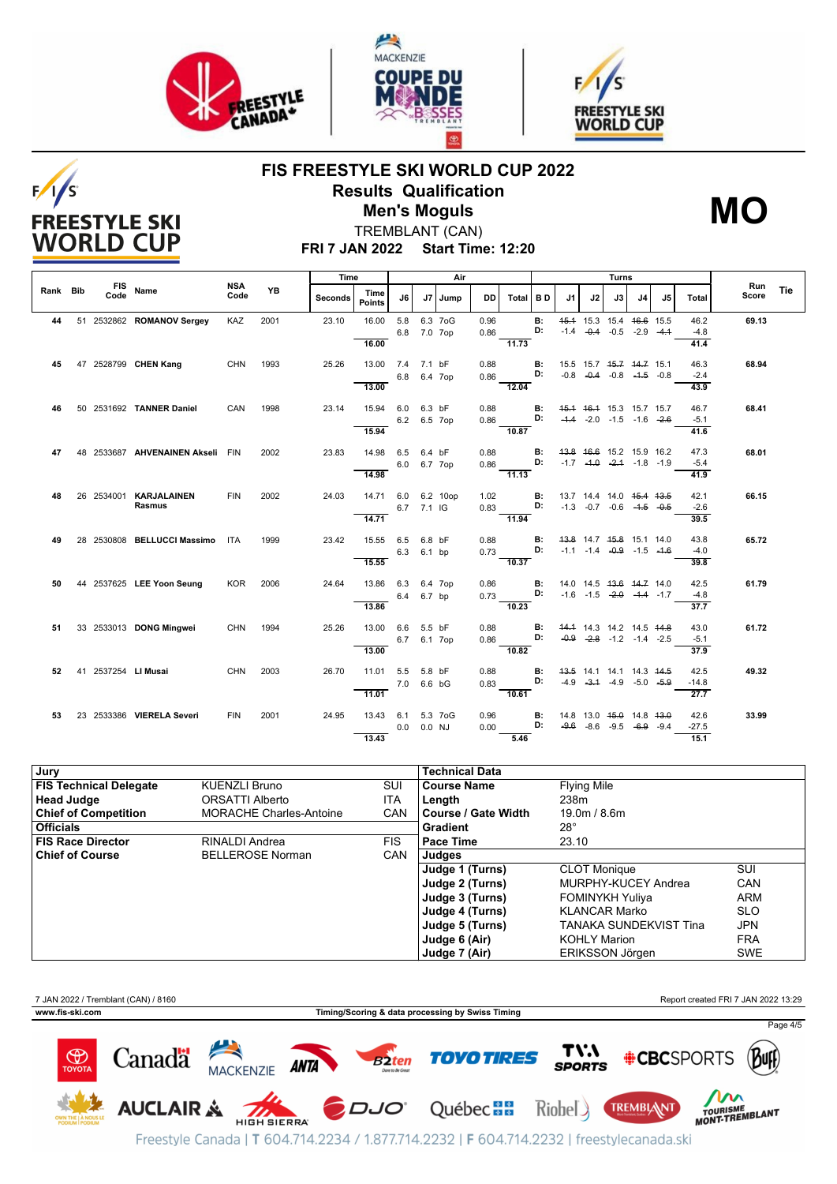# FIS FREESTYLE SKI WORLD CUP 2022

## Results Qualification

## Men's Moguls

**MO**

TREMBLANT (CAN)

**FRI 7 JAN 2022 Start Time: 12:20**

| Rank | Bib | FIS Code | Name | NSA Code | YB | Time Seconds | Time Points | J6 | J7 | Jump | DD | Air Total | B D | J1 | J2 | J3 | J4 | J5 | Turns Total | Run Score | Tie |
|---|---|---|---|---|---|---|---|---|---|---|---|---|---|---|---|---|---|---|---|---|---|
| 44 | 51 | 2532862 | ROMANOV Sergey | KAZ | 2001 | 23.10 | 16.00 | 5.8 | 6.3 | 7oG | 0.96 | | B: | ~~15.1~~ | 15.3 | 15.4 | ~~16.6~~ | 15.5 | 46.2 | 69.13 | |
| | | | | | | | | 6.8 | 7.0 | 7op | 0.86 | | D: | -1.4 | ~~-0.4~~ | -0.5 | -2.9 | ~~-4.1~~ | -4.8 | | |
| | | | | | | | 16.00 | | | | | 11.73 | | | | | | | 41.4 | | |
| 45 | 47 | 2528799 | CHEN Kang | CHN | 1993 | 25.26 | 13.00 | 7.4 | 7.1 | bF | 0.88 | | B: | 15.5 | 15.7 | ~~15.7~~ | ~~14.7~~ | 15.1 | 46.3 | 68.94 | |
| | | | | | | | | 6.8 | 6.4 | 7op | 0.86 | | D: | -0.8 | ~~-0.4~~ | -0.8 | ~~-1.5~~ | -0.8 | -2.4 | | |
| | | | | | | | 13.00 | | | | | 12.04 | | | | | | | 43.9 | | |
| 46 | 50 | 2531692 | TANNER Daniel | CAN | 1998 | 23.14 | 15.94 | 6.0 | 6.3 | bF | 0.88 | | B: | ~~15.1~~ | ~~16.1~~ | 15.3 | 15.7 | 15.7 | 46.7 | 68.41 | |
| | | | | | | | | 6.2 | 6.5 | 7op | 0.86 | | D: | ~~-1.4~~ | -2.0 | -1.5 | -1.6 | ~~-2.6~~ | -5.1 | | |
| | | | | | | | 15.94 | | | | | 10.87 | | | | | | | 41.6 | | |
| 47 | 48 | 2533687 | AHVENAINEN Akseli | FIN | 2002 | 23.83 | 14.98 | 6.5 | 6.4 | bF | 0.88 | | B: | ~~13.8~~ | ~~16.6~~ | 15.2 | 15.9 | 16.2 | 47.3 | 68.01 | |
| | | | | | | | | 6.0 | 6.7 | 7op | 0.86 | | D: | -1.7 | ~~-1.0~~ | ~~-2.1~~ | -1.8 | -1.9 | -5.4 | | |
| | | | | | | | 14.98 | | | | | 11.13 | | | | | | | 41.9 | | |
| 48 | 26 | 2534001 | KARJALAINEN Rasmus | FIN | 2002 | 24.03 | 14.71 | 6.0 | 6.2 | 10op | 1.02 | | B: | 13.7 | 14.4 | 14.0 | ~~15.4~~ | ~~13.5~~ | 42.1 | 66.15 | |
| | | | | | | | | 6.7 | 7.1 | IG | 0.83 | | D: | -1.3 | -0.7 | -0.6 | ~~-1.5~~ | ~~-0.5~~ | -2.6 | | |
| | | | | | | | 14.71 | | | | | 11.94 | | | | | | | 39.5 | | |
| 49 | 28 | 2530808 | BELLUCCI Massimo | ITA | 1999 | 23.42 | 15.55 | 6.5 | 6.8 | bF | 0.88 | | B: | ~~13.8~~ | 14.7 | ~~15.8~~ | 15.1 | 14.0 | 43.8 | 65.72 | |
| | | | | | | | | 6.3 | 6.1 | bp | 0.73 | | D: | -1.1 | -1.4 | ~~-0.9~~ | -1.5 | ~~-1.6~~ | -4.0 | | |
| | | | | | | | 15.55 | | | | | 10.37 | | | | | | | 39.8 | | |
| 50 | 44 | 2537625 | LEE Yoon Seung | KOR | 2006 | 24.64 | 13.86 | 6.3 | 6.4 | 7op | 0.86 | | B: | 14.0 | 14.5 | ~~13.6~~ | ~~14.7~~ | 14.0 | 42.5 | 61.79 | |
| | | | | | | | | 6.4 | 6.7 | bp | 0.73 | | D: | -1.6 | -1.5 | ~~-2.0~~ | ~~-1.1~~ | -1.7 | -4.8 | | |
| | | | | | | | 13.86 | | | | | 10.23 | | | | | | | 37.7 | | |
| 51 | 33 | 2533013 | DONG Mingwei | CHN | 1994 | 25.26 | 13.00 | 6.6 | 5.5 | bF | 0.88 | | B: | ~~14.1~~ | 14.3 | 14.2 | 14.5 | ~~14.8~~ | 43.0 | 61.72 | |
| | | | | | | | | 6.7 | 6.1 | 7op | 0.86 | | D: | ~~-0.9~~ | ~~-2.8~~ | -1.2 | -1.4 | -2.5 | -5.1 | | |
| | | | | | | | 13.00 | | | | | 10.82 | | | | | | | 37.9 | | |
| 52 | 41 | 2537254 | LI Musai | CHN | 2003 | 26.70 | 11.01 | 5.5 | 5.8 | bF | 0.88 | | B: | ~~13.5~~ | 14.1 | 14.1 | 14.3 | ~~14.5~~ | 42.5 | 49.32 | |
| | | | | | | | | 7.0 | 6.6 | bG | 0.83 | | D: | -4.9 | ~~-3.1~~ | -4.9 | -5.0 | ~~-5.9~~ | -14.8 | | |
| | | | | | | | 11.01 | | | | | 10.61 | | | | | | | 27.7 | | |
| 53 | 23 | 2533386 | VIERELA Severi | FIN | 2001 | 24.95 | 13.43 | 6.1 | 5.3 | 7oG | 0.96 | | B: | 14.8 | 13.0 | ~~15.0~~ | 14.8 | ~~13.0~~ | 42.6 | 33.99 | |
| | | | | | | | | 0.0 | 0.0 | NJ | 0.00 | | D: | ~~-9.6~~ | -8.6 | -9.5 | ~~-6.9~~ | -9.4 | -27.5 | | |
| | | | | | | | 13.43 | | | | | 5.46 | | | | | | | 15.1 | | |

| Jury | | |
|---|---|---|
| FIS Technical Delegate | KUENZLI Bruno | SUI |
| Head Judge | ORSATTI Alberto | ITA |
| Chief of Competition | MORACHE Charles-Antoine | CAN |
| Officials | | |
| FIS Race Director | RINALDI Andrea | FIS |
| Chief of Course | BELLEROSE Norman | CAN |

| Technical Data | | |
|---|---|---|
| Course Name | Flying Mile | |
| Length | 238m | |
| Course / Gate Width | 19.0m / 8.6m | |
| Gradient | 28° | |
| Pace Time | 23.10 | |
| Judges | | |
| Judge 1 (Turns) | CLOT Monique | SUI |
| Judge 2 (Turns) | MURPHY-KUCEY Andrea | CAN |
| Judge 3 (Turns) | FOMINYKH Yuliya | ARM |
| Judge 4 (Turns) | KLANCAR Marko | SLO |
| Judge 5 (Turns) | TANAKA SUNDEKVIST Tina | JPN |
| Judge 6 (Air) | KOHLY Marion | FRA |
| Judge 7 (Air) | ERIKSSON Jörgen | SWE |

7 JAN 2022 / Tremblant (CAN) / 8160 — Report created FRI 7 JAN 2022 13:29

www.fis-ski.com — Timing/Scoring & data processing by Swiss Timing

Freestyle Canada | T 604.714.2234 / 1.877.714.2232 | F 604.714.2232 | freestylecanada.ski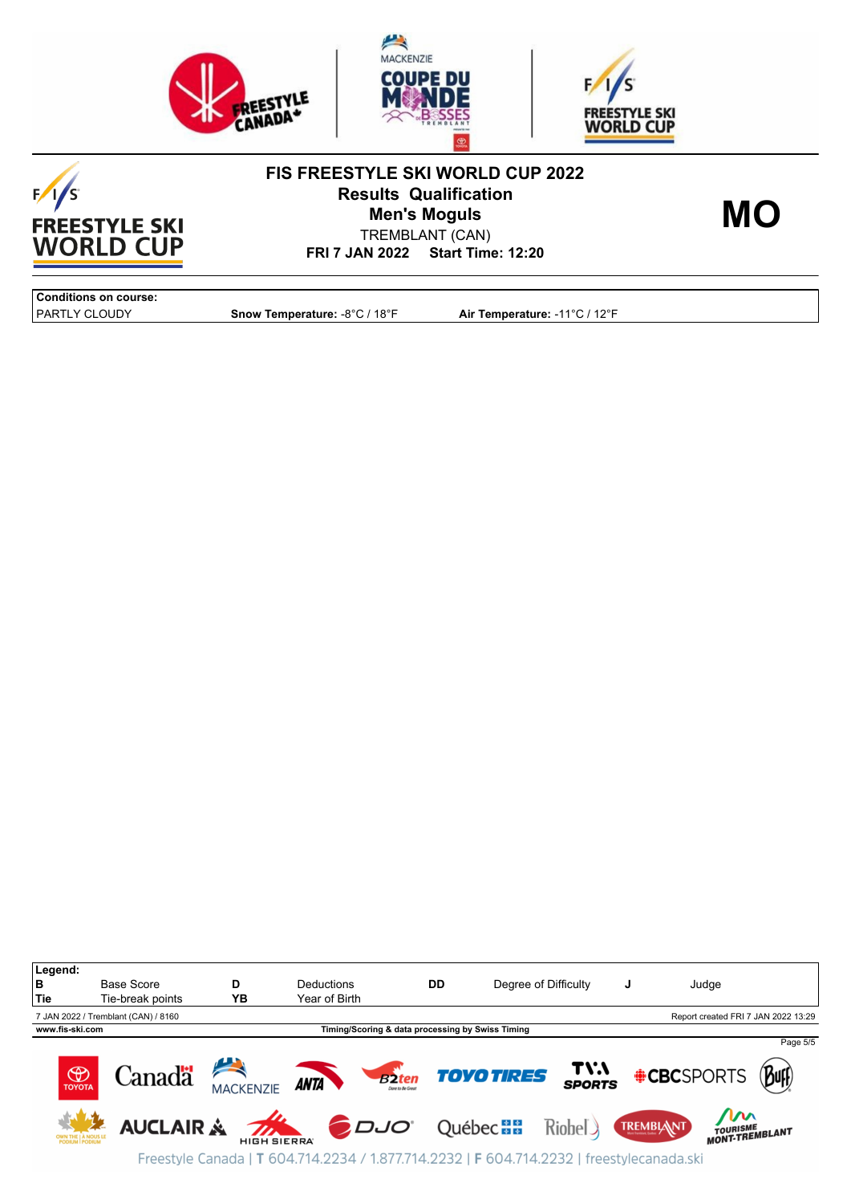# FIS FREESTYLE SKI WORLD CUP 2022

## Results Qualification

## Men's Moguls

TREMBLANT (CAN)

**FRI 7 JAN 2022 Start Time: 12:20**

**MO**

| **Conditions on course:** | | |
|---|---|---|
| PARTLY CLOUDY | **Snow Temperature:** -8°C / 18°F | **Air Temperature:** -11°C / 12°F |

| **Legend:** | | | | | | | |
|---|---|---|---|---|---|---|---|
| **B** | Base Score | **D** | Deductions | **DD** | Degree of Difficulty | **J** | Judge |
| **Tie** | Tie-break points | **YB** | Year of Birth | | | | |

7 JAN 2022 / Tremblant (CAN) / 8160

Report created FRI 7 JAN 2022 13:29

www.fis-ski.com

Timing/Scoring & data processing by Swiss Timing

Freestyle Canada | T 604.714.2234 / 1.877.714.2232 | F 604.714.2232 | freestylecanada.ski